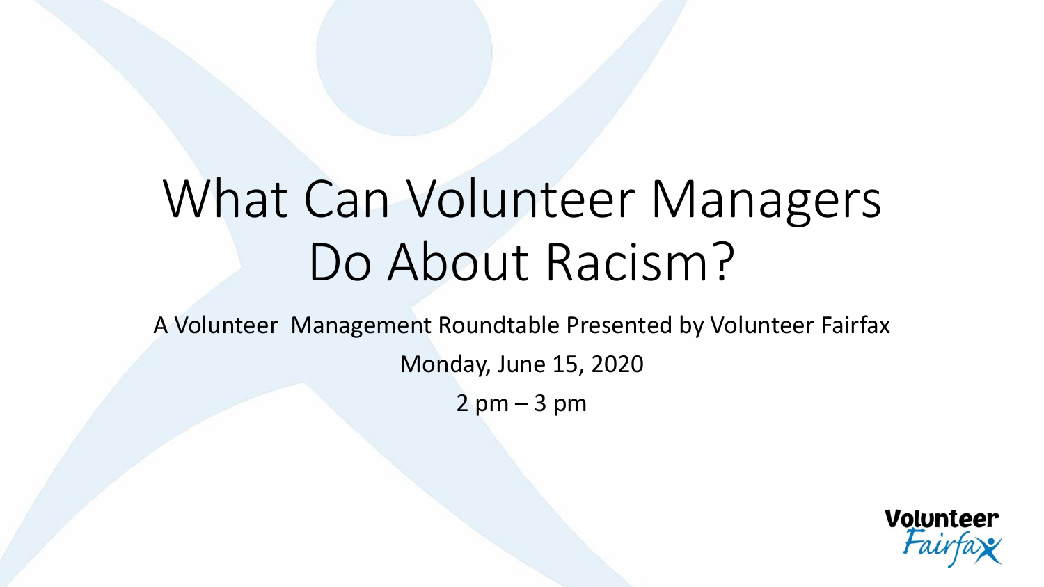# What Can Volunteer Managers Do About Racism?

A Volunteer Management Roundtable Presented by Volunteer Fairfax

Monday, June 15, 2020

2 pm – 3 pm

Volunteer Fairfax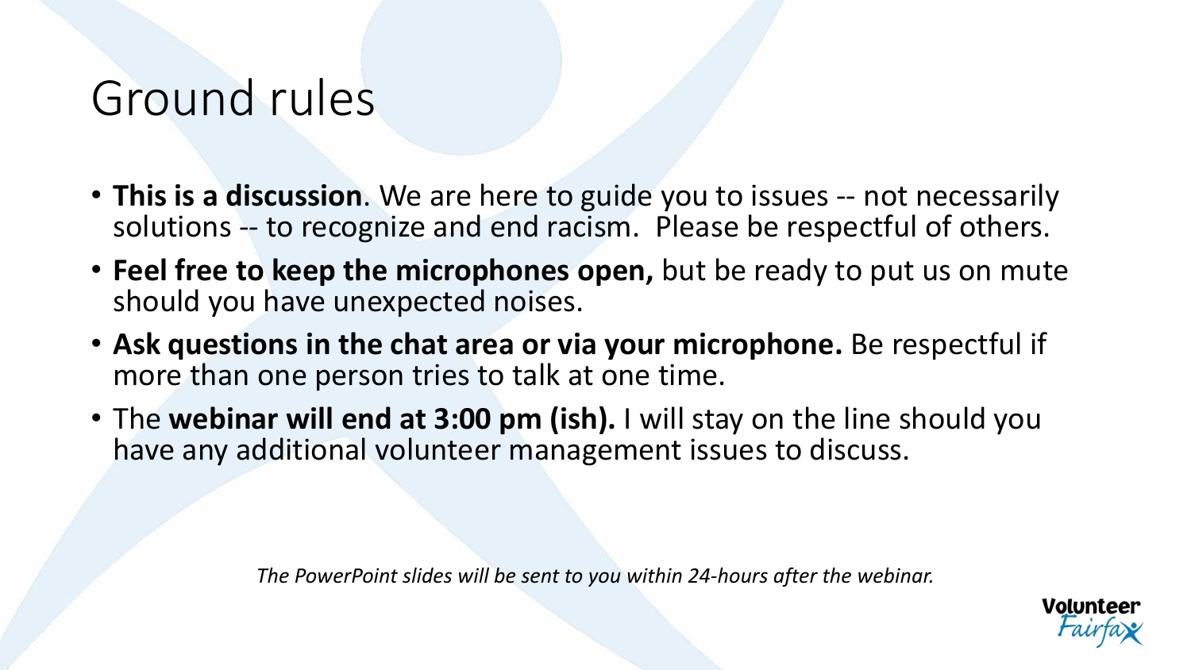# Ground rules

- **This is a discussion**. We are here to guide you to issues -- not necessarily solutions -- to recognize and end racism. Please be respectful of others.
- **Feel free to keep the microphones open,** but be ready to put us on mute should you have unexpected noises.
- **Ask questions in the chat area or via your microphone.** Be respectful if more than one person tries to talk at one time.
- The **webinar will end at 3:00 pm (ish).** I will stay on the line should you have any additional volunteer management issues to discuss.

*The PowerPoint slides will be sent to you within 24-hours after the webinar.*

Volunteer Fairfax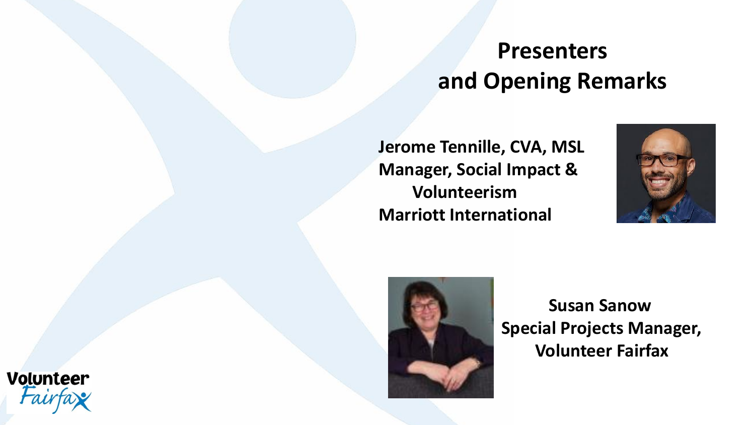# Presenters and Opening Remarks

**Jerome Tennille, CVA, MSL**
**Manager, Social Impact & Volunteerism**
**Marriott International**

**Susan Sanow**
**Special Projects Manager, Volunteer Fairfax**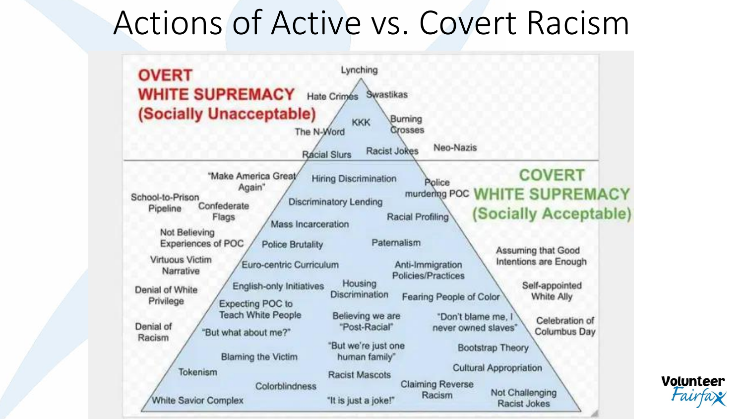# Actions of Active vs. Covert Racism

**OVERT WHITE SUPREMACY (Socially Unacceptable)**

Lynching
Hate Crimes
Swastikas
KKK
Burning Crosses
The N-Word
Racial Slurs
Racist Jokes
Neo-Nazis

**COVERT WHITE SUPREMACY (Socially Acceptable)**

"Make America Great Again"
Hiring Discrimination
Police murdering POC
School-to-Prison Pipeline
Confederate Flags
Discriminatory Lending
Racial Profiling
Mass Incarceration
Not Believing Experiences of POC
Police Brutality
Paternalism
Assuming that Good Intentions are Enough
Virtuous Victim Narrative
Euro-centric Curriculum
Anti-Immigration Policies/Practices
Denial of White Privilege
English-only Initiatives
Housing Discrimination
Fearing People of Color
Self-appointed White Ally
Expecting POC to Teach White People
Believing we are "Post-Racial"
"Don't blame me, I never owned slaves"
Celebration of Columbus Day
Denial of Racism
"But what about me?"
"But we're just one human family"
Bootstrap Theory
Blaming the Victim
Cultural Appropriation
Tokenism
Racist Mascots
Colorblindness
Claiming Reverse Racism
Not Challenging Racist Jokes
White Savior Complex
"It is just a joke!"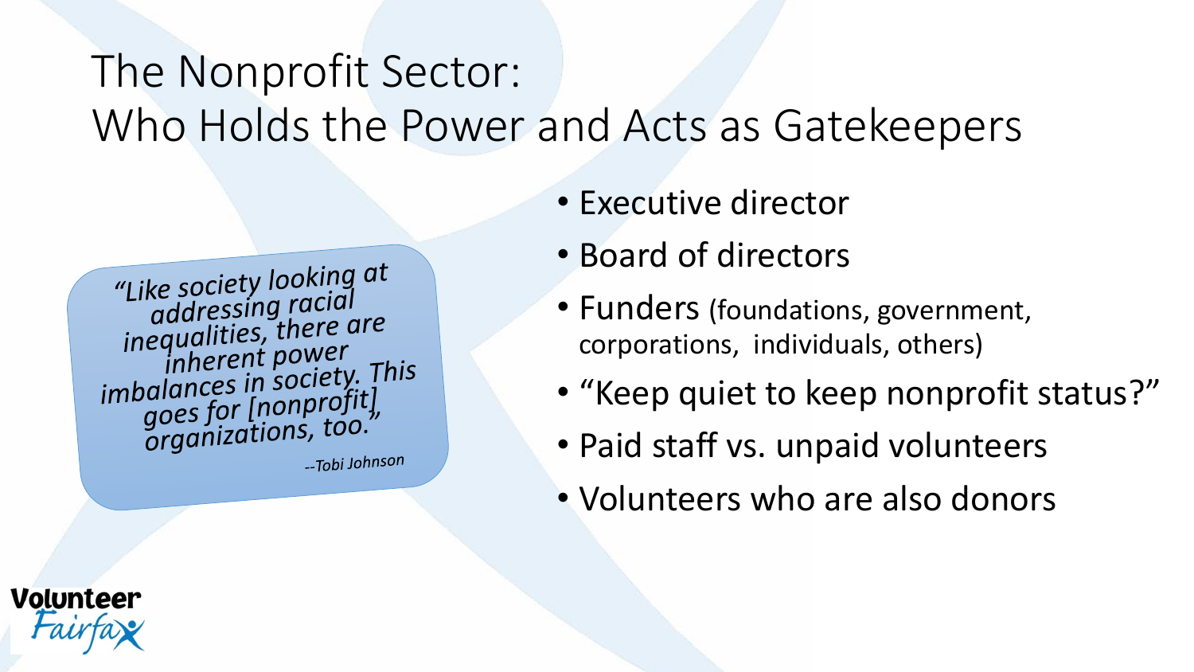# The Nonprofit Sector: Who Holds the Power and Acts as Gatekeepers

*"Like society looking at addressing racial inequalities, there are inherent power imbalances in society. This goes for [nonprofit] organizations, too."*

*--Tobi Johnson*

- Executive director
- Board of directors
- Funders (foundations, government, corporations, individuals, others)
- "Keep quiet to keep nonprofit status?"
- Paid staff vs. unpaid volunteers
- Volunteers who are also donors

Volunteer Fairfax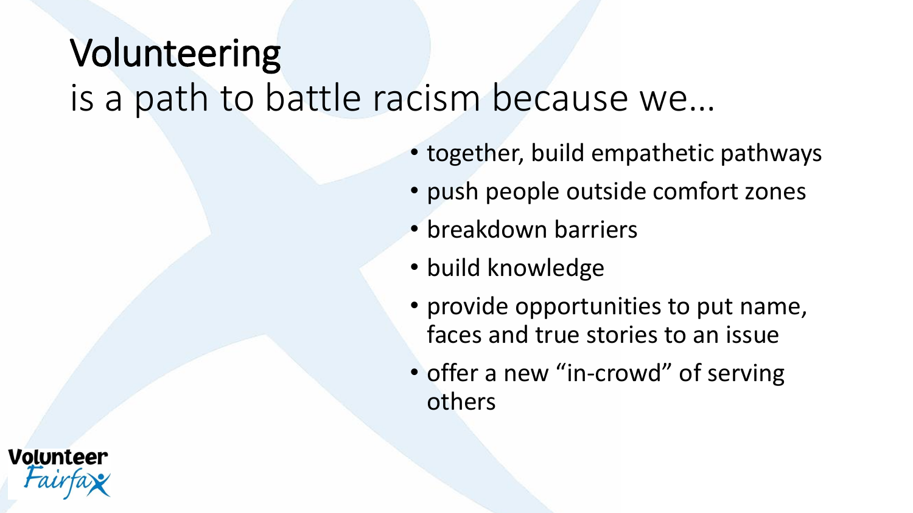# Volunteering

is a path to battle racism because we…

- together, build empathetic pathways
- push people outside comfort zones
- breakdown barriers
- build knowledge
- provide opportunities to put name, faces and true stories to an issue
- offer a new "in-crowd" of serving others

Volunteer Fairfax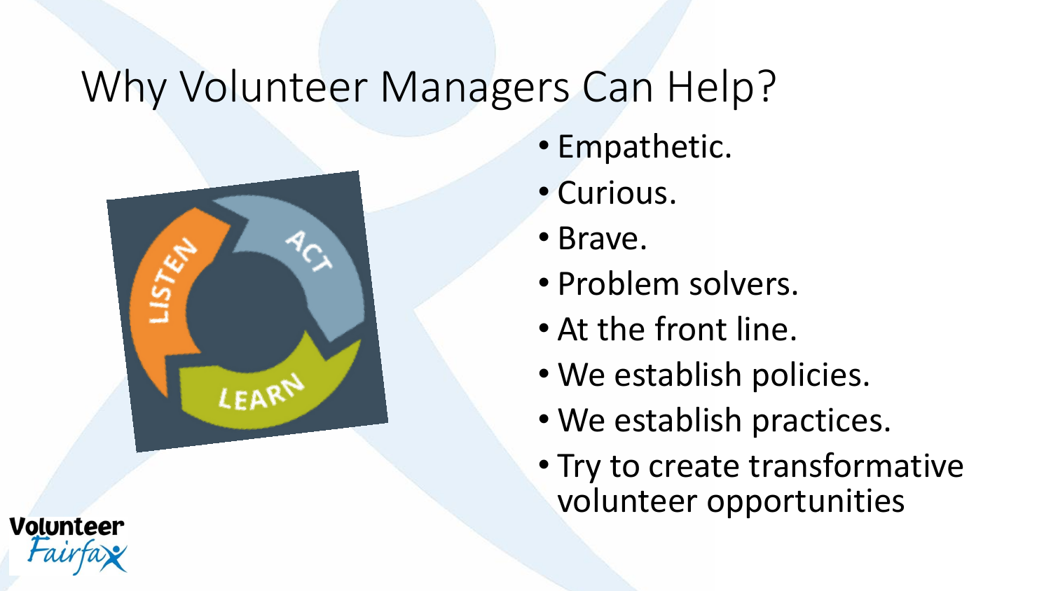# Why Volunteer Managers Can Help?

- Empathetic.
- Curious.
- Brave.
- Problem solvers.
- At the front line.
- We establish policies.
- We establish practices.
- Try to create transformative volunteer opportunities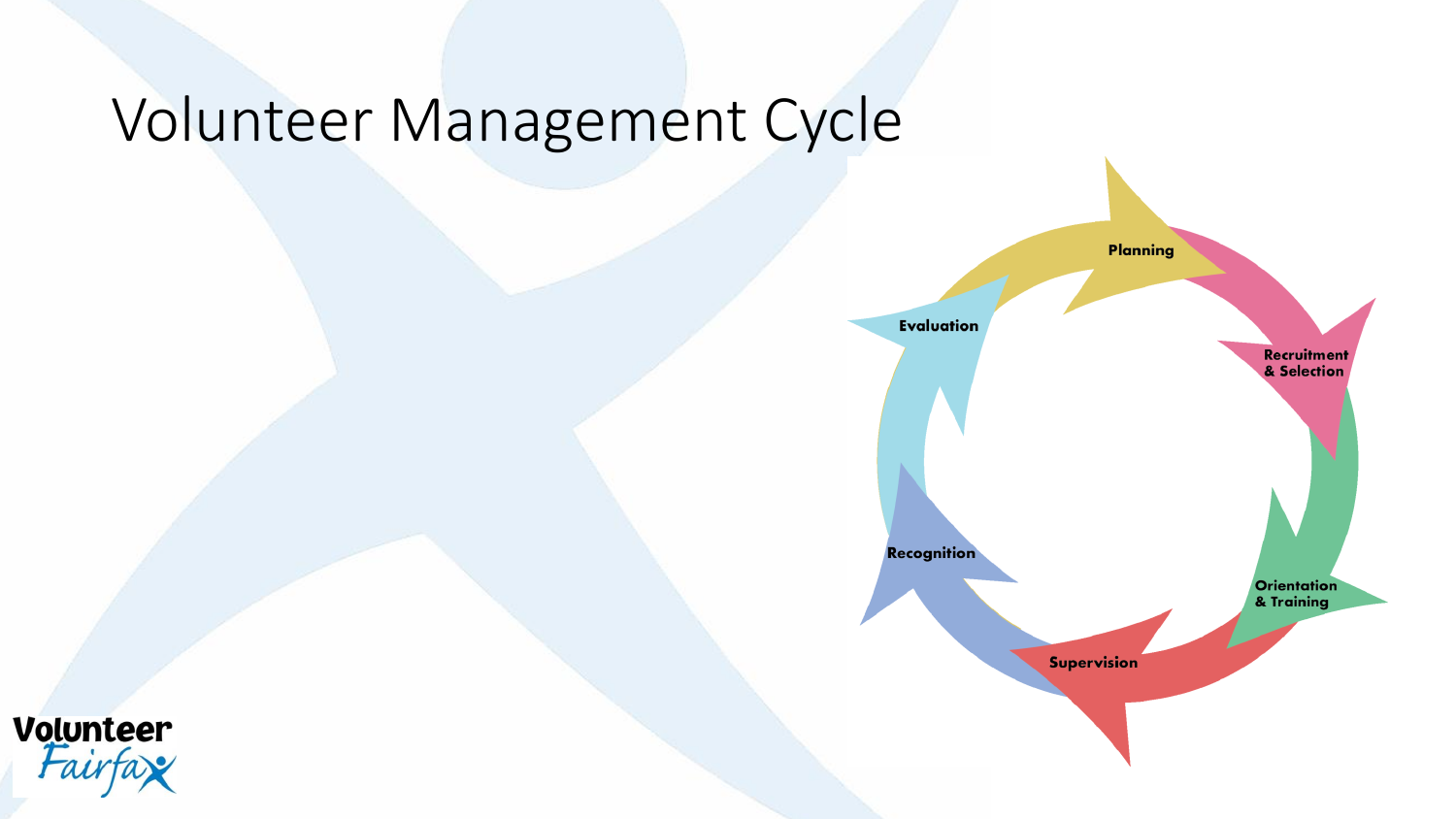# Volunteer Management Cycle

- Planning
- Recruitment & Selection
- Orientation & Training
- Supervision
- Recognition
- Evaluation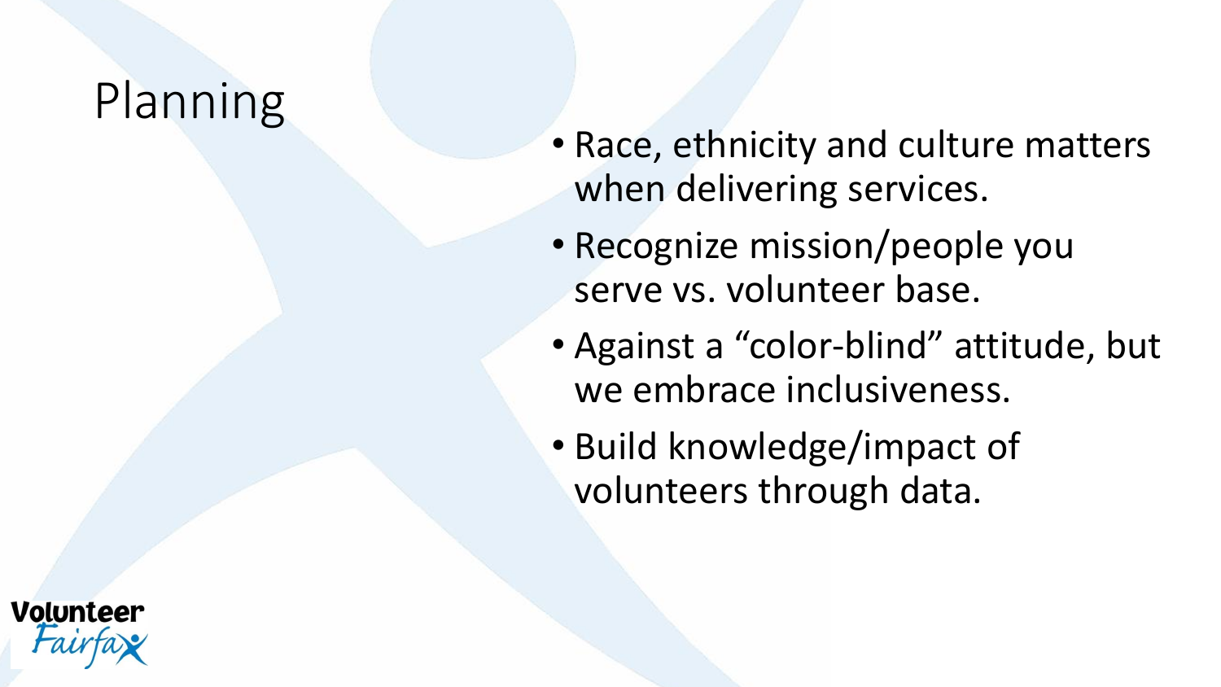# Planning

- Race, ethnicity and culture matters when delivering services.
- Recognize mission/people you serve vs. volunteer base.
- Against a "color-blind" attitude, but we embrace inclusiveness.
- Build knowledge/impact of volunteers through data.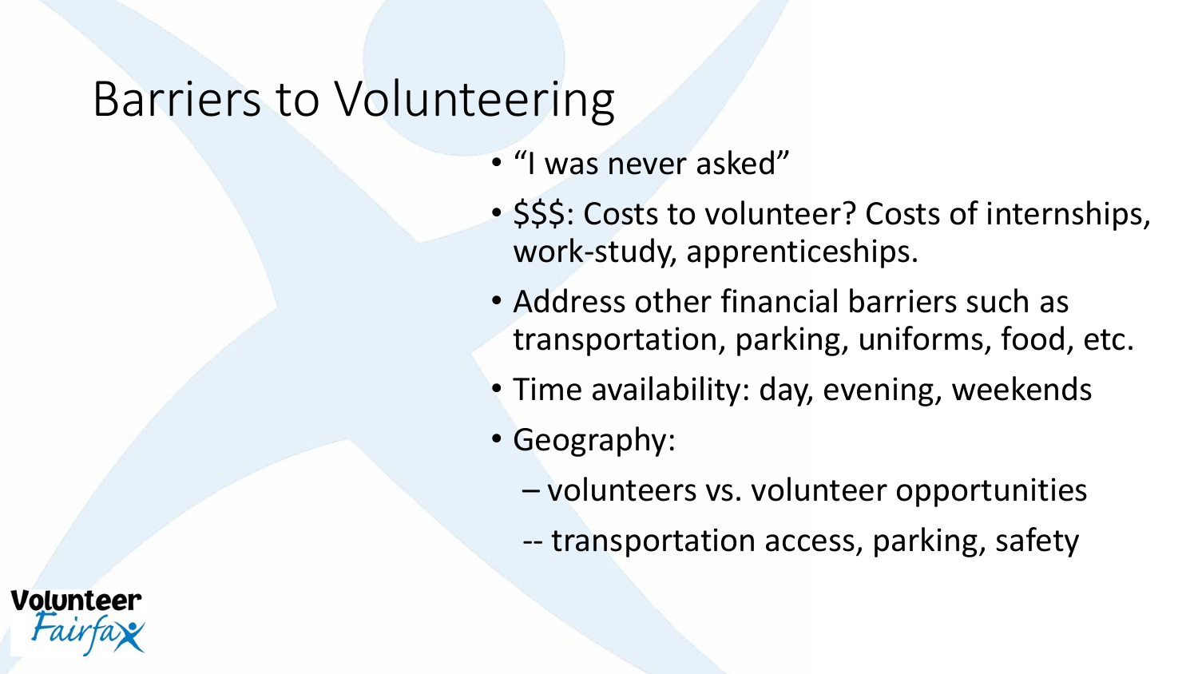# Barriers to Volunteering

- "I was never asked"
- $$$: Costs to volunteer? Costs of internships, work-study, apprenticeships.
- Address other financial barriers such as transportation, parking, uniforms, food, etc.
- Time availability: day, evening, weekends
- Geography:
  - – volunteers vs. volunteer opportunities
  - -- transportation access, parking, safety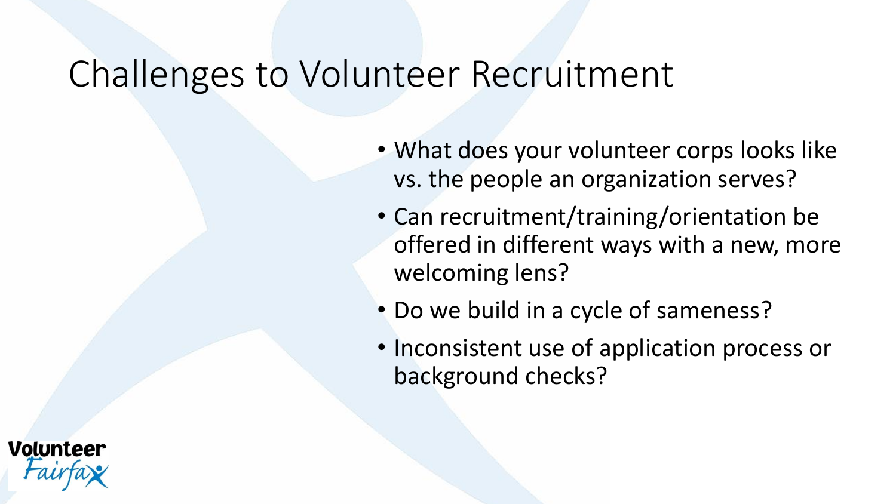# Challenges to Volunteer Recruitment

- What does your volunteer corps looks like vs. the people an organization serves?
- Can recruitment/training/orientation be offered in different ways with a new, more welcoming lens?
- Do we build in a cycle of sameness?
- Inconsistent use of application process or background checks?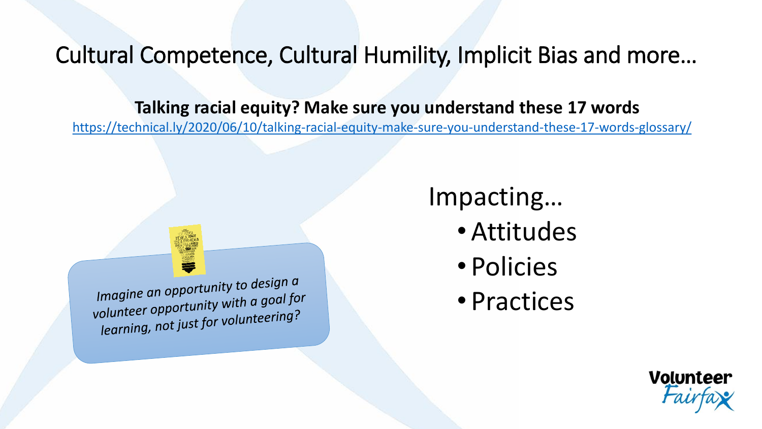# Cultural Competence, Cultural Humility, Implicit Bias and more…

**Talking racial equity? Make sure you understand these 17 words**

https://technical.ly/2020/06/10/talking-racial-equity-make-sure-you-understand-these-17-words-glossary/

*Imagine an opportunity to design a volunteer opportunity with a goal for learning, not just for volunteering?*

Impacting…

- Attitudes
- Policies
- Practices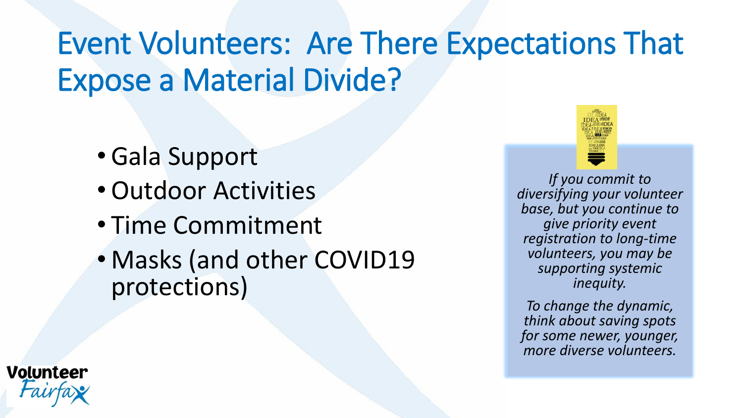# Event Volunteers: Are There Expectations That Expose a Material Divide?

- Gala Support
- Outdoor Activities
- Time Commitment
- Masks (and other COVID19 protections)

*If you commit to diversifying your volunteer base, but you continue to give priority event registration to long-time volunteers, you may be supporting systemic inequity.*

*To change the dynamic, think about saving spots for some newer, younger, more diverse volunteers.*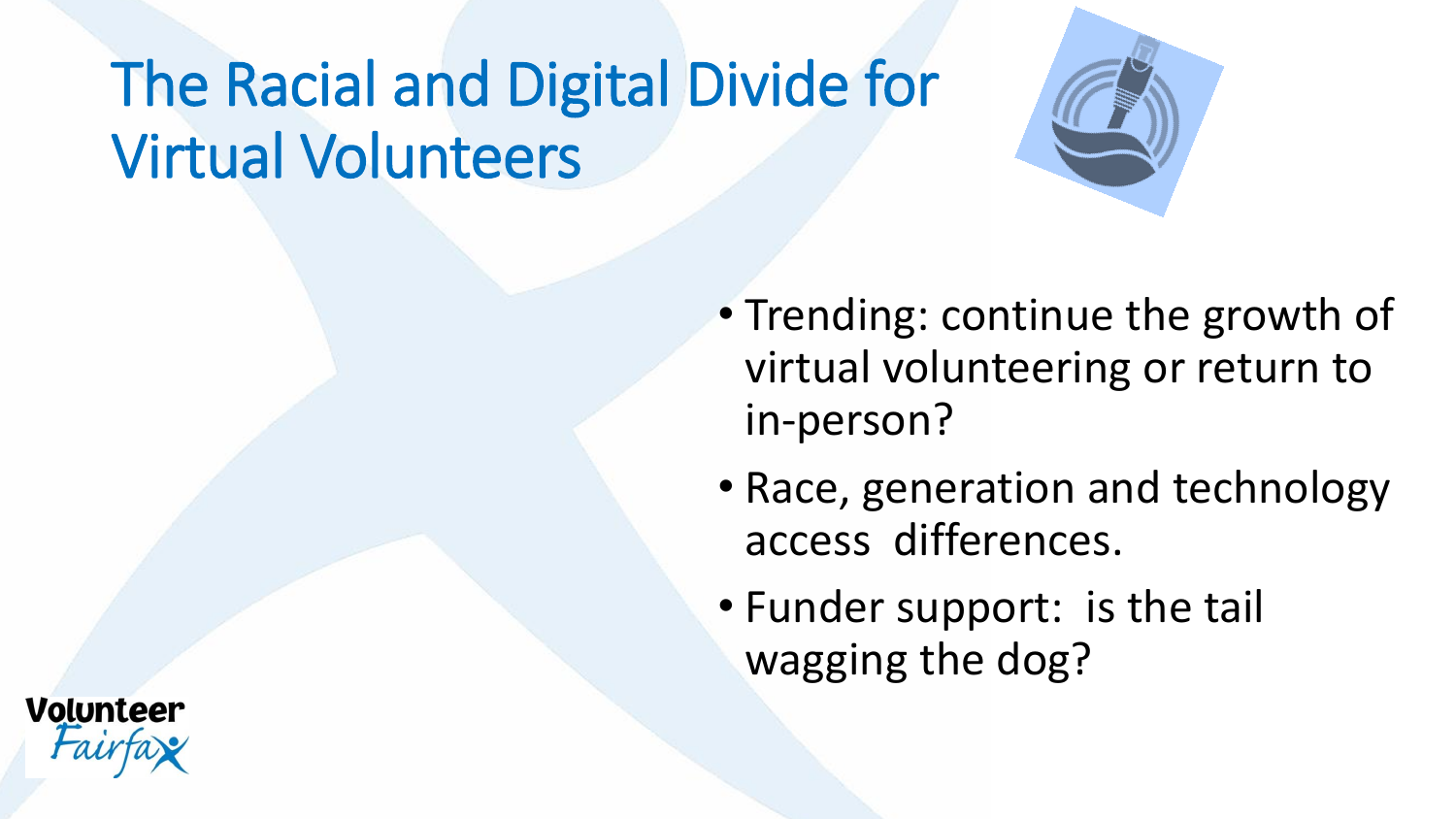# The Racial and Digital Divide for Virtual Volunteers

- Trending: continue the growth of virtual volunteering or return to in-person?
- Race, generation and technology access differences.
- Funder support: is the tail wagging the dog?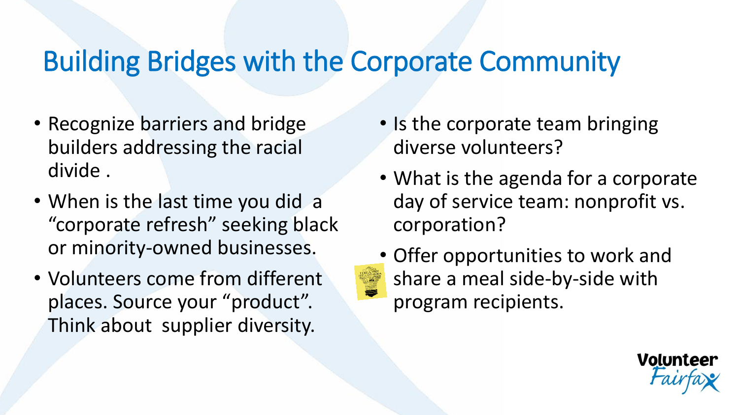# Building Bridges with the Corporate Community

- Recognize barriers and bridge builders addressing the racial divide .
- When is the last time you did a "corporate refresh" seeking black or minority-owned businesses.
- Volunteers come from different places. Source your "product". Think about supplier diversity.
- Is the corporate team bringing diverse volunteers?
- What is the agenda for a corporate day of service team: nonprofit vs. corporation?
- Offer opportunities to work and share a meal side-by-side with program recipients.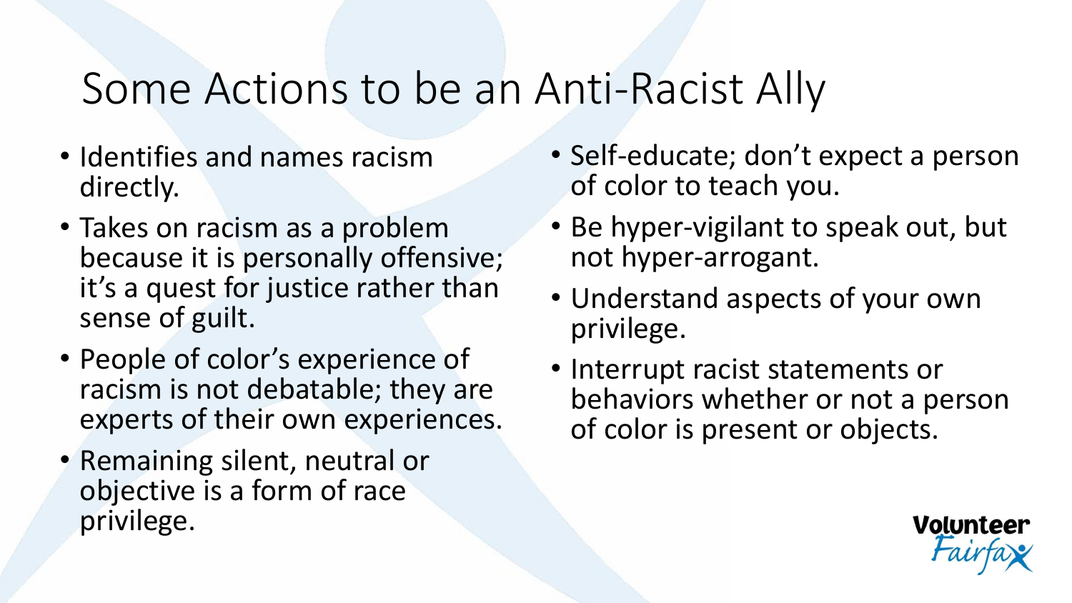# Some Actions to be an Anti-Racist Ally

- Identifies and names racism directly.
- Takes on racism as a problem because it is personally offensive; it's a quest for justice rather than sense of guilt.
- People of color's experience of racism is not debatable; they are experts of their own experiences.
- Remaining silent, neutral or objective is a form of race privilege.
- Self-educate; don't expect a person of color to teach you.
- Be hyper-vigilant to speak out, but not hyper-arrogant.
- Understand aspects of your own privilege.
- Interrupt racist statements or behaviors whether or not a person of color is present or objects.

Volunteer Fairfax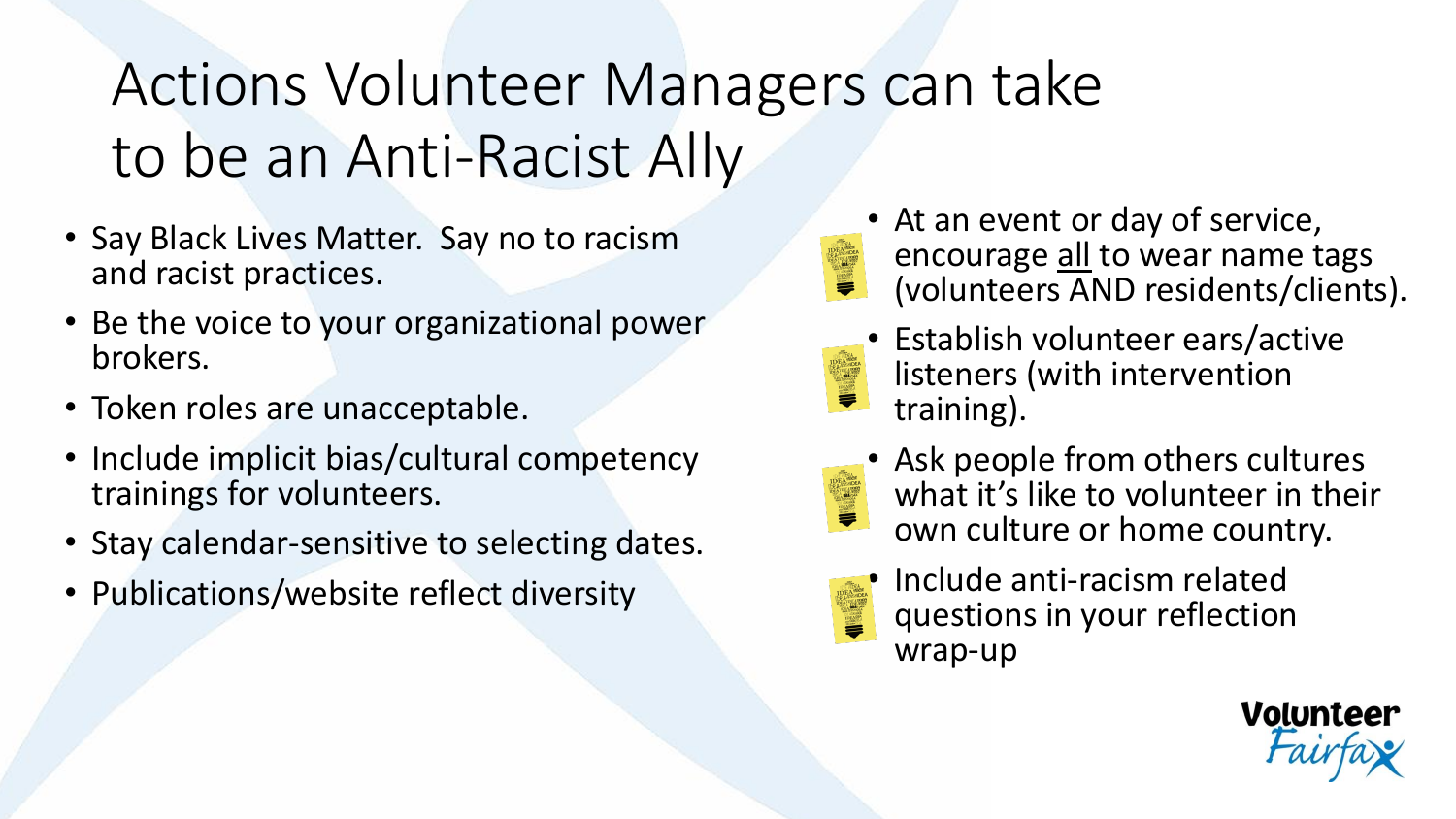# Actions Volunteer Managers can take to be an Anti-Racist Ally

- Say Black Lives Matter. Say no to racism and racist practices.
- Be the voice to your organizational power brokers.
- Token roles are unacceptable.
- Include implicit bias/cultural competency trainings for volunteers.
- Stay calendar-sensitive to selecting dates.
- Publications/website reflect diversity

- At an event or day of service, encourage <u>all</u> to wear name tags (volunteers AND residents/clients).
- Establish volunteer ears/active listeners (with intervention training).
- Ask people from others cultures what it's like to volunteer in their own culture or home country.
- Include anti-racism related questions in your reflection wrap-up

Volunteer Fairfax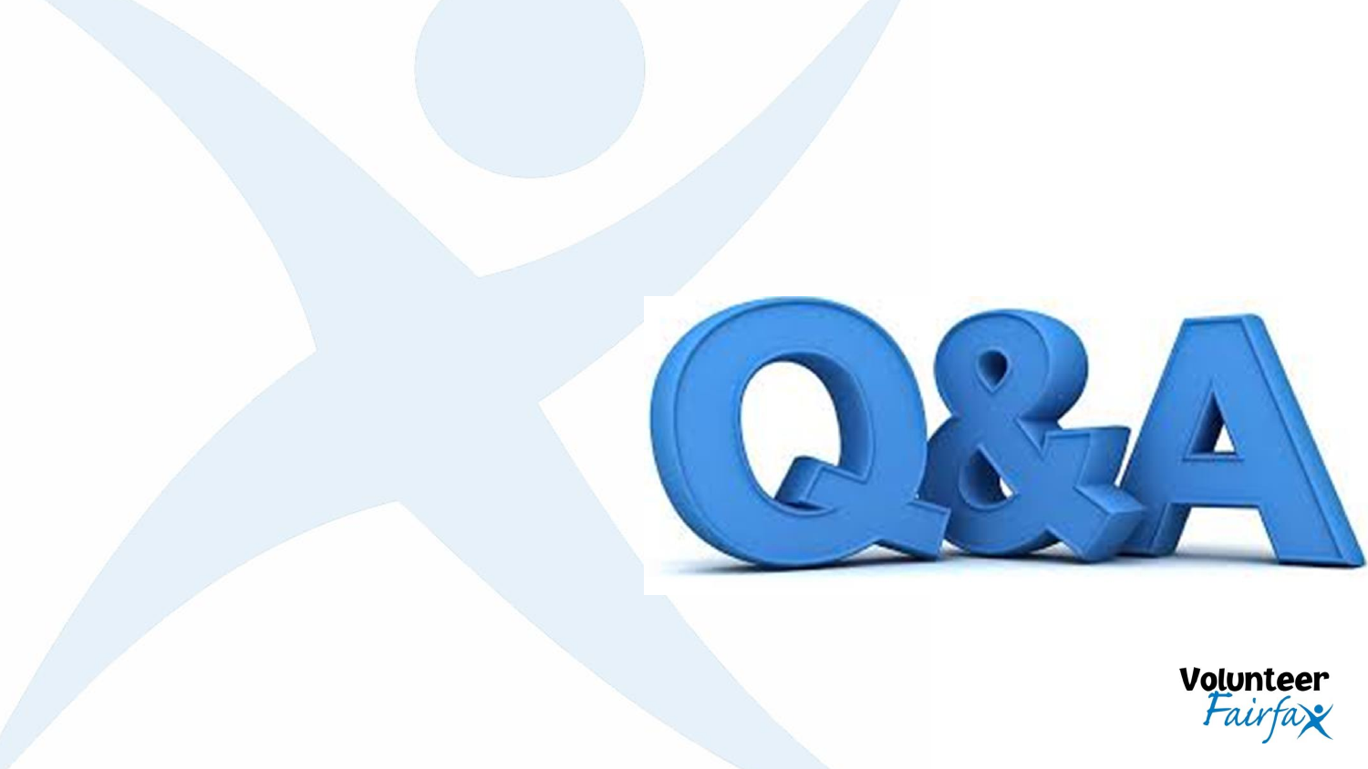# Q&A

Volunteer Fairfax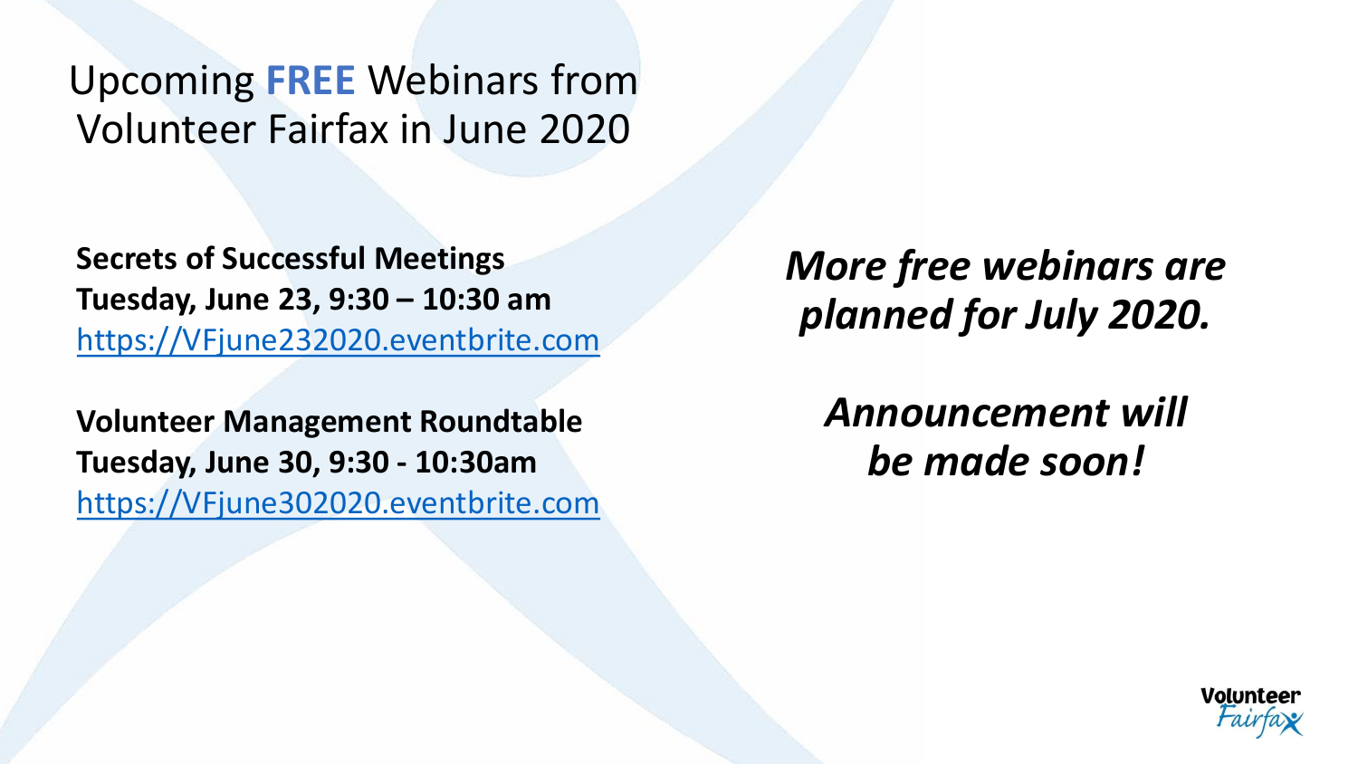# Upcoming **FREE** Webinars from Volunteer Fairfax in June 2020

**Secrets of Successful Meetings**
**Tuesday, June 23, 9:30 – 10:30 am**
https://VFjune232020.eventbrite.com

**Volunteer Management Roundtable**
**Tuesday, June 30, 9:30 - 10:30am**
https://VFjune302020.eventbrite.com

***More free webinars are planned for July 2020.***

***Announcement will be made soon!***

Volunteer Fairfax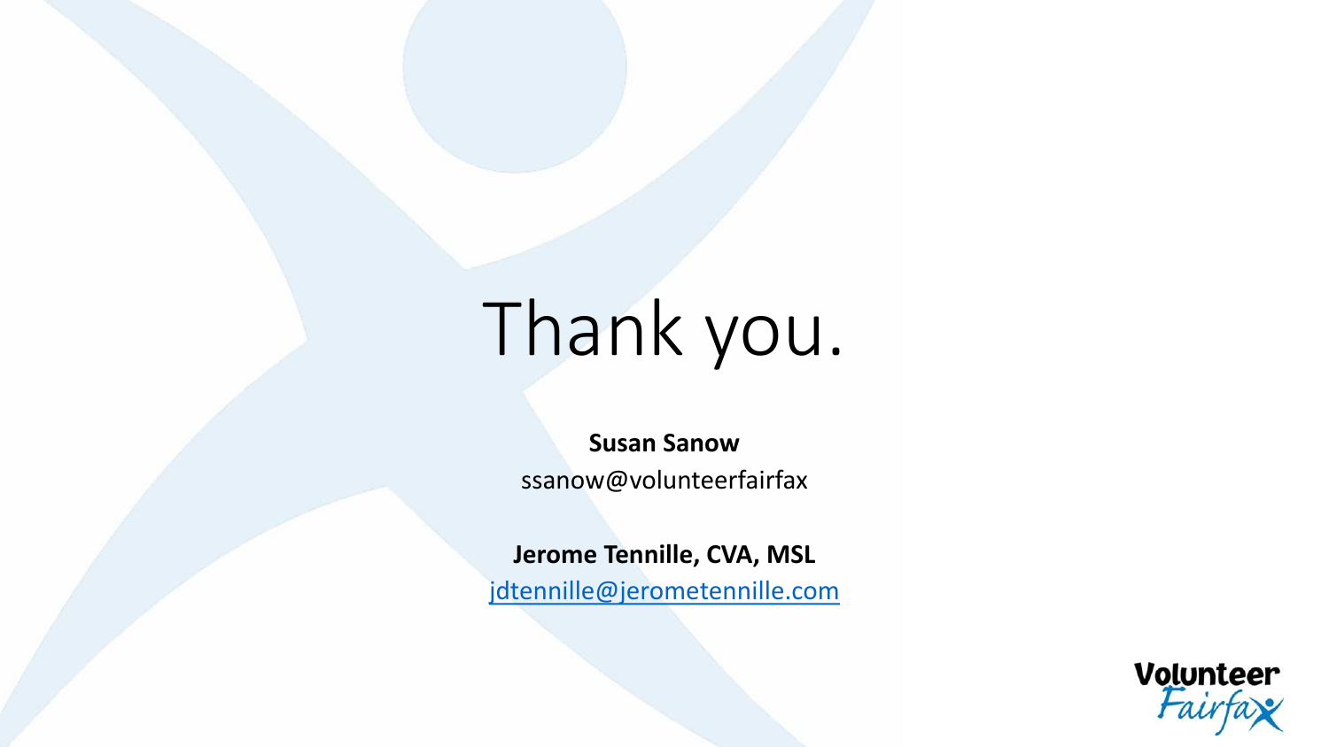# Thank you.

**Susan Sanow**

ssanow@volunteerfairfax

**Jerome Tennille, CVA, MSL**

jdtennille@jerometennille.com

Volunteer Fairfax